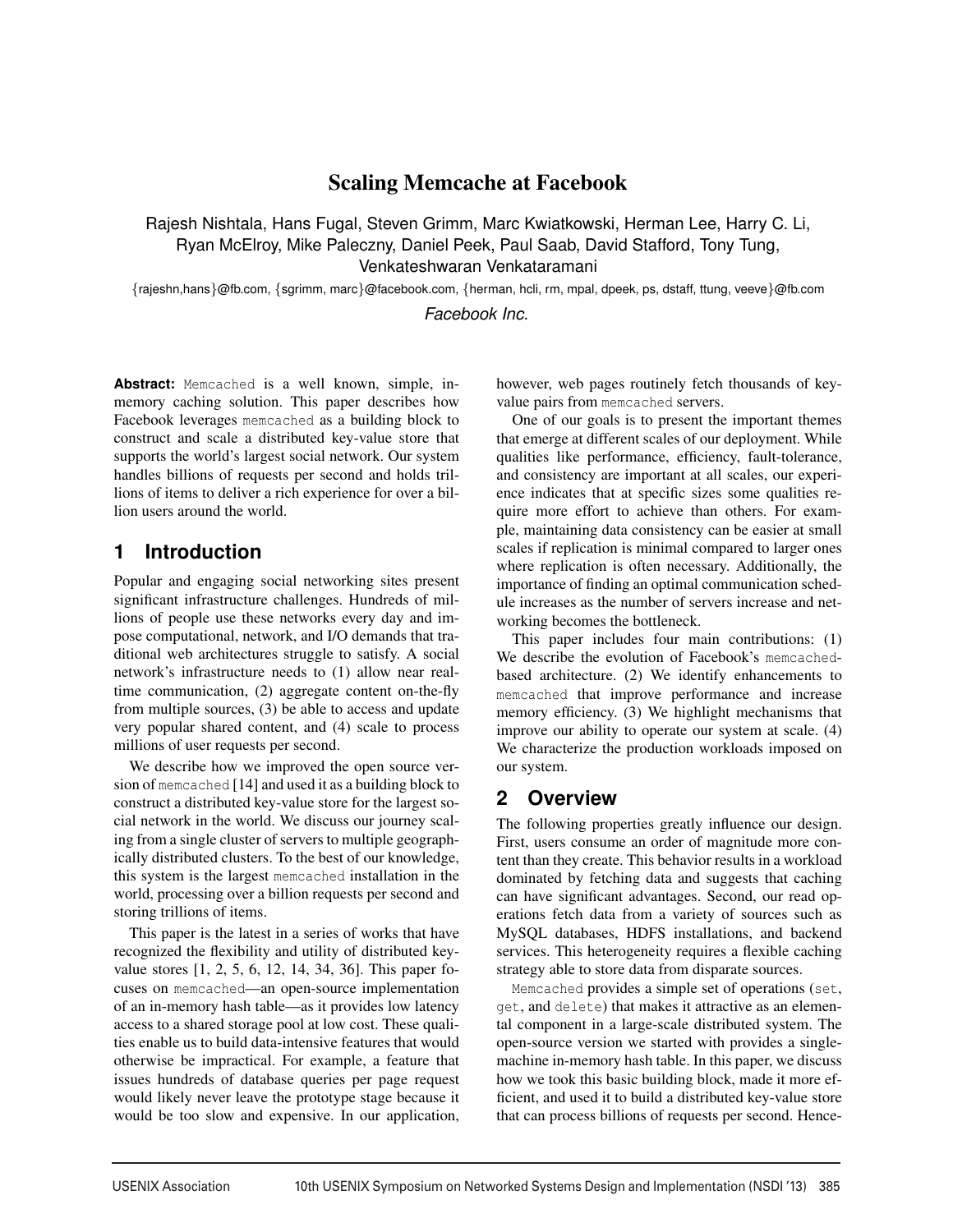# Scaling Memcache at Facebook

Rajesh Nishtala, Hans Fugal, Steven Grimm, Marc Kwiatkowski, Herman Lee, Harry C. Li, Ryan McElroy, Mike Paleczny, Daniel Peek, Paul Saab, David Stafford, Tony Tung, Venkateshwaran Venkataramani

{rajeshn,hans}@fb.com, {sgrimm, marc}@facebook.com, {herman, hcli, rm, mpal, dpeek, ps, dstaff, ttung, veeve}@fb.com

*Facebook Inc.*

**Abstract:** Memcached is a well known, simple, in-memory caching solution. This paper describes how Facebook leverages memcached as a building block to construct and scale a distributed key-value store that supports the world's largest social network. Our system handles billions of requests per second and holds trillions of items to deliver a rich experience for over a billion users around the world.

## 1 Introduction

Popular and engaging social networking sites present significant infrastructure challenges. Hundreds of millions of people use these networks every day and impose computational, network, and I/O demands that traditional web architectures struggle to satisfy. A social network's infrastructure needs to (1) allow near real-time communication, (2) aggregate content on-the-fly from multiple sources, (3) be able to access and update very popular shared content, and (4) scale to process millions of user requests per second.

We describe how we improved the open source version of memcached [14] and used it as a building block to construct a distributed key-value store for the largest social network in the world. We discuss our journey scaling from a single cluster of servers to multiple geographically distributed clusters. To the best of our knowledge, this system is the largest memcached installation in the world, processing over a billion requests per second and storing trillions of items.

This paper is the latest in a series of works that have recognized the flexibility and utility of distributed key-value stores [1, 2, 5, 6, 12, 14, 34, 36]. This paper focuses on memcached—an open-source implementation of an in-memory hash table—as it provides low latency access to a shared storage pool at low cost. These qualities enable us to build data-intensive features that would otherwise be impractical. For example, a feature that issues hundreds of database queries per page request would likely never leave the prototype stage because it would be too slow and expensive. In our application, however, web pages routinely fetch thousands of key-value pairs from memcached servers.

One of our goals is to present the important themes that emerge at different scales of our deployment. While qualities like performance, efficiency, fault-tolerance, and consistency are important at all scales, our experience indicates that at specific sizes some qualities require more effort to achieve than others. For example, maintaining data consistency can be easier at small scales if replication is minimal compared to larger ones where replication is often necessary. Additionally, the importance of finding an optimal communication schedule increases as the number of servers increase and networking becomes the bottleneck.

This paper includes four main contributions: (1) We describe the evolution of Facebook's memcached-based architecture. (2) We identify enhancements to memcached that improve performance and increase memory efficiency. (3) We highlight mechanisms that improve our ability to operate our system at scale. (4) We characterize the production workloads imposed on our system.

## 2 Overview

The following properties greatly influence our design. First, users consume an order of magnitude more content than they create. This behavior results in a workload dominated by fetching data and suggests that caching can have significant advantages. Second, our read operations fetch data from a variety of sources such as MySQL databases, HDFS installations, and backend services. This heterogeneity requires a flexible caching strategy able to store data from disparate sources.

Memcached provides a simple set of operations (set, get, and delete) that makes it attractive as an elemental component in a large-scale distributed system. The open-source version we started with provides a single-machine in-memory hash table. In this paper, we discuss how we took this basic building block, made it more efficient, and used it to build a distributed key-value store that can process billions of requests per second. Hence-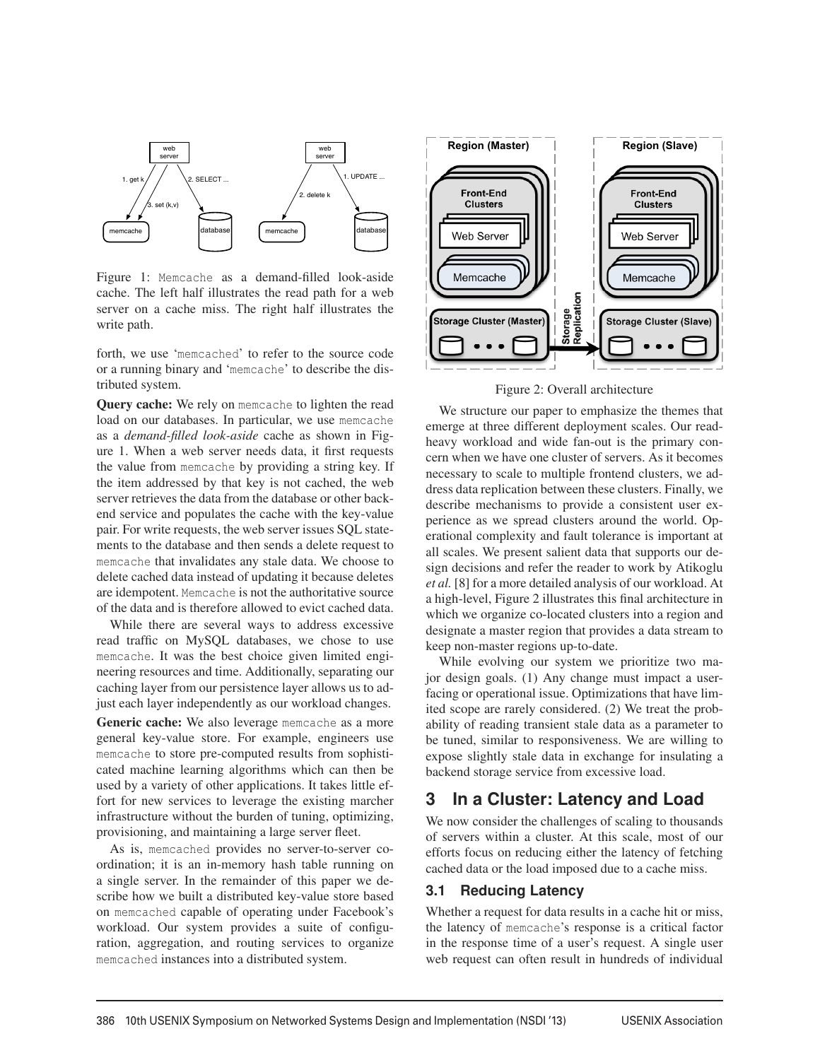Figure 1: Memcache as a demand-filled look-aside cache. The left half illustrates the read path for a web server on a cache miss. The right half illustrates the write path.

forth, we use 'memcached' to refer to the source code or a running binary and 'memcache' to describe the distributed system.

**Query cache:** We rely on memcache to lighten the read load on our databases. In particular, we use memcache as a *demand-filled look-aside* cache as shown in Figure 1. When a web server needs data, it first requests the value from memcache by providing a string key. If the item addressed by that key is not cached, the web server retrieves the data from the database or other backend service and populates the cache with the key-value pair. For write requests, the web server issues SQL statements to the database and then sends a delete request to memcache that invalidates any stale data. We choose to delete cached data instead of updating it because deletes are idempotent. Memcache is not the authoritative source of the data and is therefore allowed to evict cached data.

While there are several ways to address excessive read traffic on MySQL databases, we chose to use memcache. It was the best choice given limited engineering resources and time. Additionally, separating our caching layer from our persistence layer allows us to adjust each layer independently as our workload changes.

**Generic cache:** We also leverage memcache as a more general key-value store. For example, engineers use memcache to store pre-computed results from sophisticated machine learning algorithms which can then be used by a variety of other applications. It takes little effort for new services to leverage the existing marcher infrastructure without the burden of tuning, optimizing, provisioning, and maintaining a large server fleet.

As is, memcached provides no server-to-server coordination; it is an in-memory hash table running on a single server. In the remainder of this paper we describe how we built a distributed key-value store based on memcached capable of operating under Facebook's workload. Our system provides a suite of configuration, aggregation, and routing services to organize memcached instances into a distributed system.

Figure 2: Overall architecture

We structure our paper to emphasize the themes that emerge at three different deployment scales. Our read-heavy workload and wide fan-out is the primary concern when we have one cluster of servers. As it becomes necessary to scale to multiple frontend clusters, we address data replication between these clusters. Finally, we describe mechanisms to provide a consistent user experience as we spread clusters around the world. Operational complexity and fault tolerance is important at all scales. We present salient data that supports our design decisions and refer the reader to work by Atikoglu *et al.* [8] for a more detailed analysis of our workload. At a high-level, Figure 2 illustrates this final architecture in which we organize co-located clusters into a region and designate a master region that provides a data stream to keep non-master regions up-to-date.

While evolving our system we prioritize two major design goals. (1) Any change must impact a user-facing or operational issue. Optimizations that have limited scope are rarely considered. (2) We treat the probability of reading transient stale data as a parameter to be tuned, similar to responsiveness. We are willing to expose slightly stale data in exchange for insulating a backend storage service from excessive load.

## 3 In a Cluster: Latency and Load

We now consider the challenges of scaling to thousands of servers within a cluster. At this scale, most of our efforts focus on reducing either the latency of fetching cached data or the load imposed due to a cache miss.

### 3.1 Reducing Latency

Whether a request for data results in a cache hit or miss, the latency of memcache's response is a critical factor in the response time of a user's request. A single user web request can often result in hundreds of individual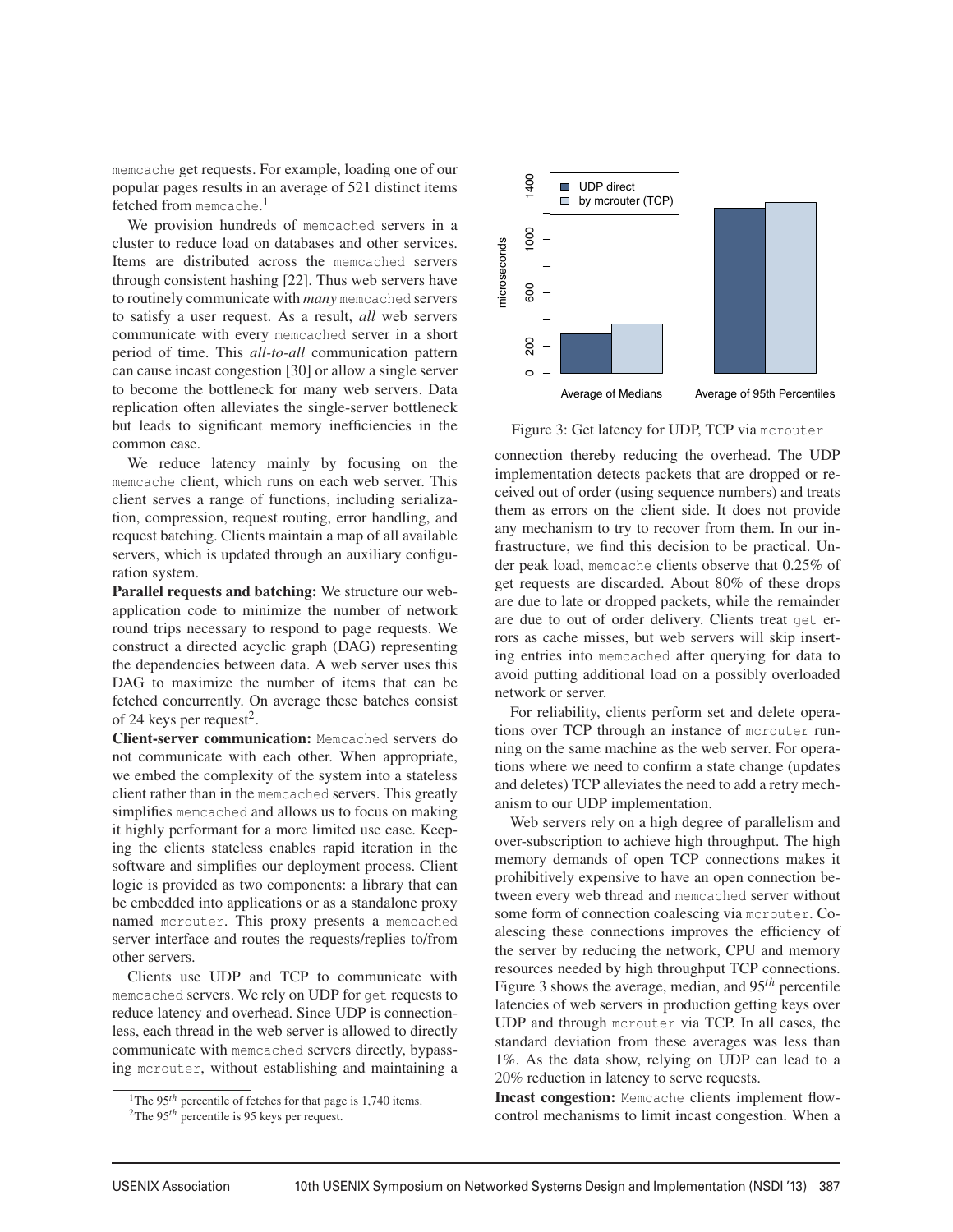memcache get requests. For example, loading one of our popular pages results in an average of 521 distinct items fetched from memcache.[1]

We provision hundreds of memcached servers in a cluster to reduce load on databases and other services. Items are distributed across the memcached servers through consistent hashing [22]. Thus web servers have to routinely communicate with *many* memcached servers to satisfy a user request. As a result, *all* web servers communicate with every memcached server in a short period of time. This *all-to-all* communication pattern can cause incast congestion [30] or allow a single server to become the bottleneck for many web servers. Data replication often alleviates the single-server bottleneck but leads to significant memory inefficiencies in the common case.

We reduce latency mainly by focusing on the memcache client, which runs on each web server. This client serves a range of functions, including serialization, compression, request routing, error handling, and request batching. Clients maintain a map of all available servers, which is updated through an auxiliary configuration system.

**Parallel requests and batching:** We structure our web-application code to minimize the number of network round trips necessary to respond to page requests. We construct a directed acyclic graph (DAG) representing the dependencies between data. A web server uses this DAG to maximize the number of items that can be fetched concurrently. On average these batches consist of 24 keys per request[2].

**Client-server communication:** Memcached servers do not communicate with each other. When appropriate, we embed the complexity of the system into a stateless client rather than in the memcached servers. This greatly simplifies memcached and allows us to focus on making it highly performant for a more limited use case. Keeping the clients stateless enables rapid iteration in the software and simplifies our deployment process. Client logic is provided as two components: a library that can be embedded into applications or as a standalone proxy named mcrouter. This proxy presents a memcached server interface and routes the requests/replies to/from other servers.

Clients use UDP and TCP to communicate with memcached servers. We rely on UDP for get requests to reduce latency and overhead. Since UDP is connectionless, each thread in the web server is allowed to directly communicate with memcached servers directly, bypassing mcrouter, without establishing and maintaining a connection thereby reducing the overhead. The UDP implementation detects packets that are dropped or received out of order (using sequence numbers) and treats them as errors on the client side. It does not provide any mechanism to try to recover from them. In our infrastructure, we find this decision to be practical. Under peak load, memcache clients observe that 0.25% of get requests are discarded. About 80% of these drops are due to late or dropped packets, while the remainder are due to out of order delivery. Clients treat get errors as cache misses, but web servers will skip inserting entries into memcached after querying for data to avoid putting additional load on a possibly overloaded network or server.

Figure 3: Get latency for UDP, TCP via mcrouter

For reliability, clients perform set and delete operations over TCP through an instance of mcrouter running on the same machine as the web server. For operations where we need to confirm a state change (updates and deletes) TCP alleviates the need to add a retry mechanism to our UDP implementation.

Web servers rely on a high degree of parallelism and over-subscription to achieve high throughput. The high memory demands of open TCP connections makes it prohibitively expensive to have an open connection between every web thread and memcached server without some form of connection coalescing via mcrouter. Coalescing these connections improves the efficiency of the server by reducing the network, CPU and memory resources needed by high throughput TCP connections. Figure 3 shows the average, median, and $95^{th}$ percentile latencies of web servers in production getting keys over UDP and through mcrouter via TCP. In all cases, the standard deviation from these averages was less than 1%. As the data show, relying on UDP can lead to a 20% reduction in latency to serve requests.

**Incast congestion:** Memcache clients implement flow-control mechanisms to limit incast congestion. When a

[1]The $95^{th}$ percentile of fetches for that page is 1,740 items.

[2]The $95^{th}$ percentile is 95 keys per request.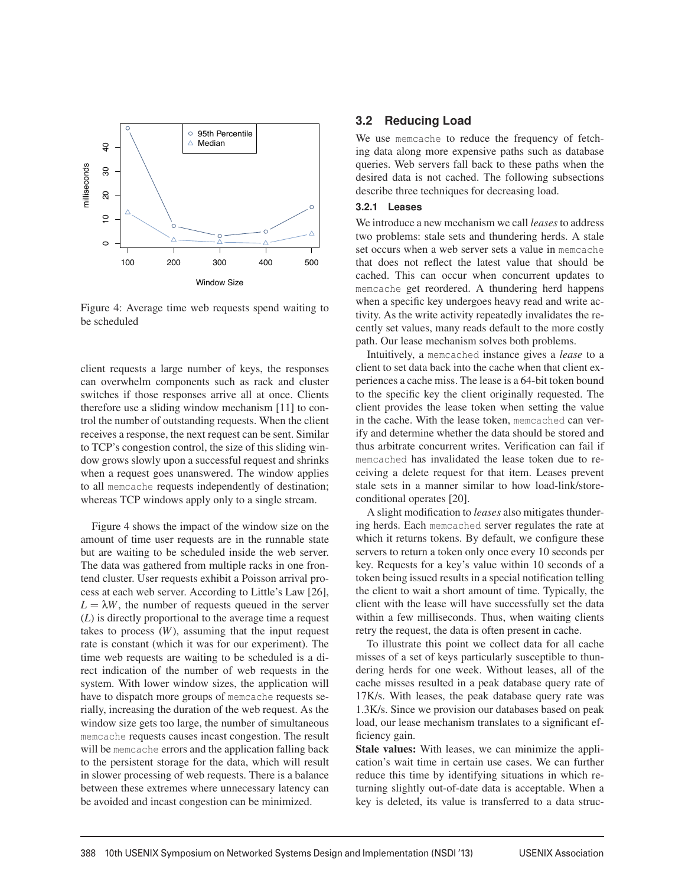Figure 4: Average time web requests spend waiting to be scheduled

client requests a large number of keys, the responses can overwhelm components such as rack and cluster switches if those responses arrive all at once. Clients therefore use a sliding window mechanism [11] to control the number of outstanding requests. When the client receives a response, the next request can be sent. Similar to TCP's congestion control, the size of this sliding window grows slowly upon a successful request and shrinks when a request goes unanswered. The window applies to all memcache requests independently of destination; whereas TCP windows apply only to a single stream.

Figure 4 shows the impact of the window size on the amount of time user requests are in the runnable state but are waiting to be scheduled inside the web server. The data was gathered from multiple racks in one frontend cluster. User requests exhibit a Poisson arrival process at each web server. According to Little's Law [26], $L = \lambda W$, the number of requests queued in the server ($L$) is directly proportional to the average time a request takes to process ($W$), assuming that the input request rate is constant (which it was for our experiment). The time web requests are waiting to be scheduled is a direct indication of the number of web requests in the system. With lower window sizes, the application will have to dispatch more groups of memcache requests serially, increasing the duration of the web request. As the window size gets too large, the number of simultaneous memcache requests causes incast congestion. The result will be memcache errors and the application falling back to the persistent storage for the data, which will result in slower processing of web requests. There is a balance between these extremes where unnecessary latency can be avoided and incast congestion can be minimized.

## 3.2 Reducing Load

We use memcache to reduce the frequency of fetching data along more expensive paths such as database queries. Web servers fall back to these paths when the desired data is not cached. The following subsections describe three techniques for decreasing load.

### 3.2.1 Leases

We introduce a new mechanism we call *leases* to address two problems: stale sets and thundering herds. A stale set occurs when a web server sets a value in memcache that does not reflect the latest value that should be cached. This can occur when concurrent updates to memcache get reordered. A thundering herd happens when a specific key undergoes heavy read and write activity. As the write activity repeatedly invalidates the recently set values, many reads default to the more costly path. Our lease mechanism solves both problems.

Intuitively, a memcached instance gives a *lease* to a client to set data back into the cache when that client experiences a cache miss. The lease is a 64-bit token bound to the specific key the client originally requested. The client provides the lease token when setting the value in the cache. With the lease token, memcached can verify and determine whether the data should be stored and thus arbitrate concurrent writes. Verification can fail if memcached has invalidated the lease token due to receiving a delete request for that item. Leases prevent stale sets in a manner similar to how load-link/store-conditional operates [20].

A slight modification to *leases* also mitigates thundering herds. Each memcached server regulates the rate at which it returns tokens. By default, we configure these servers to return a token only once every 10 seconds per key. Requests for a key's value within 10 seconds of a token being issued results in a special notification telling the client to wait a short amount of time. Typically, the client with the lease will have successfully set the data within a few milliseconds. Thus, when waiting clients retry the request, the data is often present in cache.

To illustrate this point we collect data for all cache misses of a set of keys particularly susceptible to thundering herds for one week. Without leases, all of the cache misses resulted in a peak database query rate of 17K/s. With leases, the peak database query rate was 1.3K/s. Since we provision our databases based on peak load, our lease mechanism translates to a significant efficiency gain.

**Stale values:** With leases, we can minimize the application's wait time in certain use cases. We can further reduce this time by identifying situations in which returning slightly out-of-date data is acceptable. When a key is deleted, its value is transferred to a data struc-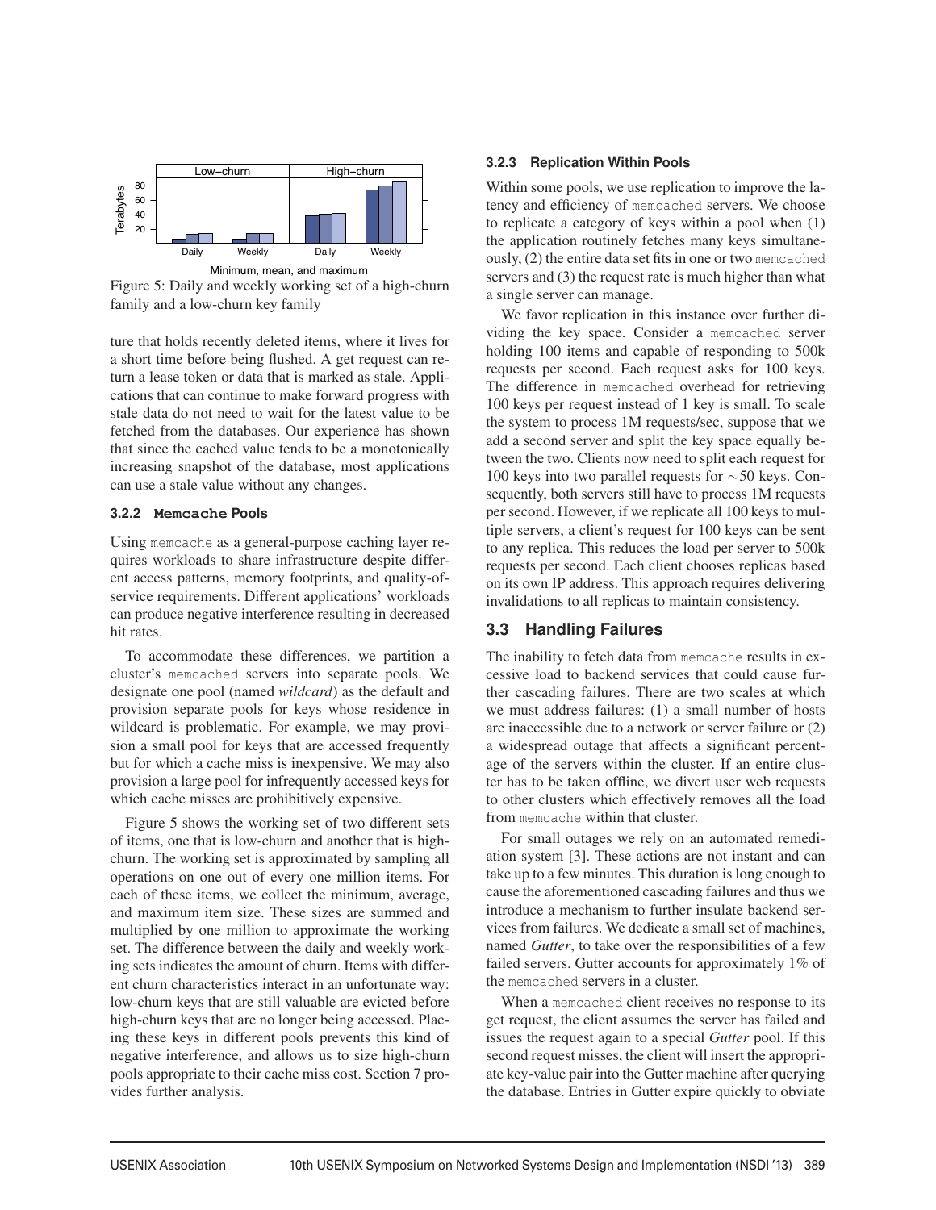Figure 5: Daily and weekly working set of a high-churn family and a low-churn key family

ture that holds recently deleted items, where it lives for a short time before being flushed. A get request can return a lease token or data that is marked as stale. Applications that can continue to make forward progress with stale data do not need to wait for the latest value to be fetched from the databases. Our experience has shown that since the cached value tends to be a monotonically increasing snapshot of the database, most applications can use a stale value without any changes.

#### 3.2.2 Memcache Pools

Using memcache as a general-purpose caching layer requires workloads to share infrastructure despite different access patterns, memory footprints, and quality-of-service requirements. Different applications' workloads can produce negative interference resulting in decreased hit rates.

To accommodate these differences, we partition a cluster's memcached servers into separate pools. We designate one pool (named *wildcard*) as the default and provision separate pools for keys whose residence in wildcard is problematic. For example, we may provision a small pool for keys that are accessed frequently but for which a cache miss is inexpensive. We may also provision a large pool for infrequently accessed keys for which cache misses are prohibitively expensive.

Figure 5 shows the working set of two different sets of items, one that is low-churn and another that is high-churn. The working set is approximated by sampling all operations on one out of every one million items. For each of these items, we collect the minimum, average, and maximum item size. These sizes are summed and multiplied by one million to approximate the working set. The difference between the daily and weekly working sets indicates the amount of churn. Items with different churn characteristics interact in an unfortunate way: low-churn keys that are still valuable are evicted before high-churn keys that are no longer being accessed. Placing these keys in different pools prevents this kind of negative interference, and allows us to size high-churn pools appropriate to their cache miss cost. Section 7 provides further analysis.

#### 3.2.3 Replication Within Pools

Within some pools, we use replication to improve the latency and efficiency of memcached servers. We choose to replicate a category of keys within a pool when (1) the application routinely fetches many keys simultaneously, (2) the entire data set fits in one or two memcached servers and (3) the request rate is much higher than what a single server can manage.

We favor replication in this instance over further dividing the key space. Consider a memcached server holding 100 items and capable of responding to 500k requests per second. Each request asks for 100 keys. The difference in memcached overhead for retrieving 100 keys per request instead of 1 key is small. To scale the system to process 1M requests/sec, suppose that we add a second server and split the key space equally between the two. Clients now need to split each request for 100 keys into two parallel requests for $\sim$50 keys. Consequently, both servers still have to process 1M requests per second. However, if we replicate all 100 keys to multiple servers, a client's request for 100 keys can be sent to any replica. This reduces the load per server to 500k requests per second. Each client chooses replicas based on its own IP address. This approach requires delivering invalidations to all replicas to maintain consistency.

### 3.3 Handling Failures

The inability to fetch data from memcache results in excessive load to backend services that could cause further cascading failures. There are two scales at which we must address failures: (1) a small number of hosts are inaccessible due to a network or server failure or (2) a widespread outage that affects a significant percentage of the servers within the cluster. If an entire cluster has to be taken offline, we divert user web requests to other clusters which effectively removes all the load from memcache within that cluster.

For small outages we rely on an automated remediation system [3]. These actions are not instant and can take up to a few minutes. This duration is long enough to cause the aforementioned cascading failures and thus we introduce a mechanism to further insulate backend services from failures. We dedicate a small set of machines, named *Gutter*, to take over the responsibilities of a few failed servers. Gutter accounts for approximately 1% of the memcached servers in a cluster.

When a memcached client receives no response to its get request, the client assumes the server has failed and issues the request again to a special *Gutter* pool. If this second request misses, the client will insert the appropriate key-value pair into the Gutter machine after querying the database. Entries in Gutter expire quickly to obviate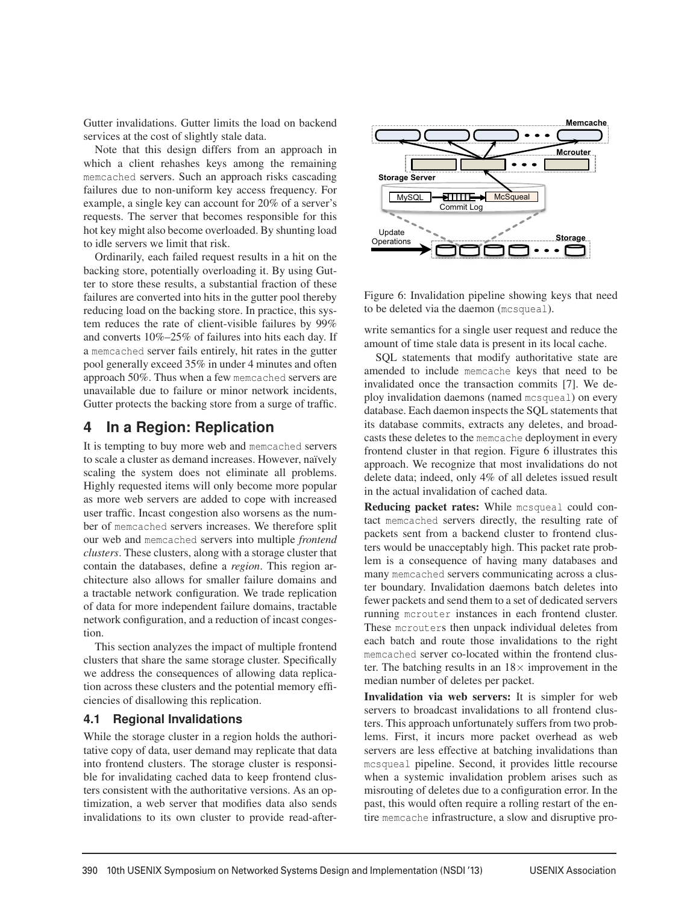Gutter invalidations. Gutter limits the load on backend services at the cost of slightly stale data.

Note that this design differs from an approach in which a client rehashes keys among the remaining memcached servers. Such an approach risks cascading failures due to non-uniform key access frequency. For example, a single key can account for 20% of a server's requests. The server that becomes responsible for this hot key might also become overloaded. By shunting load to idle servers we limit that risk.

Ordinarily, each failed request results in a hit on the backing store, potentially overloading it. By using Gutter to store these results, a substantial fraction of these failures are converted into hits in the gutter pool thereby reducing load on the backing store. In practice, this system reduces the rate of client-visible failures by 99% and converts 10%–25% of failures into hits each day. If a memcached server fails entirely, hit rates in the gutter pool generally exceed 35% in under 4 minutes and often approach 50%. Thus when a few memcached servers are unavailable due to failure or minor network incidents, Gutter protects the backing store from a surge of traffic.

# 4 In a Region: Replication

It is tempting to buy more web and memcached servers to scale a cluster as demand increases. However, naïvely scaling the system does not eliminate all problems. Highly requested items will only become more popular as more web servers are added to cope with increased user traffic. Incast congestion also worsens as the number of memcached servers increases. We therefore split our web and memcached servers into multiple *frontend clusters*. These clusters, along with a storage cluster that contain the databases, define a *region*. This region architecture also allows for smaller failure domains and a tractable network configuration. We trade replication of data for more independent failure domains, tractable network configuration, and a reduction of incast congestion.

This section analyzes the impact of multiple frontend clusters that share the same storage cluster. Specifically we address the consequences of allowing data replication across these clusters and the potential memory efficiencies of disallowing this replication.

## 4.1 Regional Invalidations

While the storage cluster in a region holds the authoritative copy of data, user demand may replicate that data into frontend clusters. The storage cluster is responsible for invalidating cached data to keep frontend clusters consistent with the authoritative versions. As an optimization, a web server that modifies data also sends invalidations to its own cluster to provide read-after-write semantics for a single user request and reduce the amount of time stale data is present in its local cache.

Figure 6: Invalidation pipeline showing keys that need to be deleted via the daemon (mcsqueal).

SQL statements that modify authoritative state are amended to include memcache keys that need to be invalidated once the transaction commits [7]. We deploy invalidation daemons (named mcsqueal) on every database. Each daemon inspects the SQL statements that its database commits, extracts any deletes, and broadcasts these deletes to the memcache deployment in every frontend cluster in that region. Figure 6 illustrates this approach. We recognize that most invalidations do not delete data; indeed, only 4% of all deletes issued result in the actual invalidation of cached data.

**Reducing packet rates:** While mcsqueal could contact memcached servers directly, the resulting rate of packets sent from a backend cluster to frontend clusters would be unacceptably high. This packet rate problem is a consequence of having many databases and many memcached servers communicating across a cluster boundary. Invalidation daemons batch deletes into fewer packets and send them to a set of dedicated servers running mcrouter instances in each frontend cluster. These mcrouters then unpack individual deletes from each batch and route those invalidations to the right memcached server co-located within the frontend cluster. The batching results in an $18\times$ improvement in the median number of deletes per packet.

**Invalidation via web servers:** It is simpler for web servers to broadcast invalidations to all frontend clusters. This approach unfortunately suffers from two problems. First, it incurs more packet overhead as web servers are less effective at batching invalidations than mcsqueal pipeline. Second, it provides little recourse when a systemic invalidation problem arises such as misrouting of deletes due to a configuration error. In the past, this would often require a rolling restart of the entire memcache infrastructure, a slow and disruptive pro-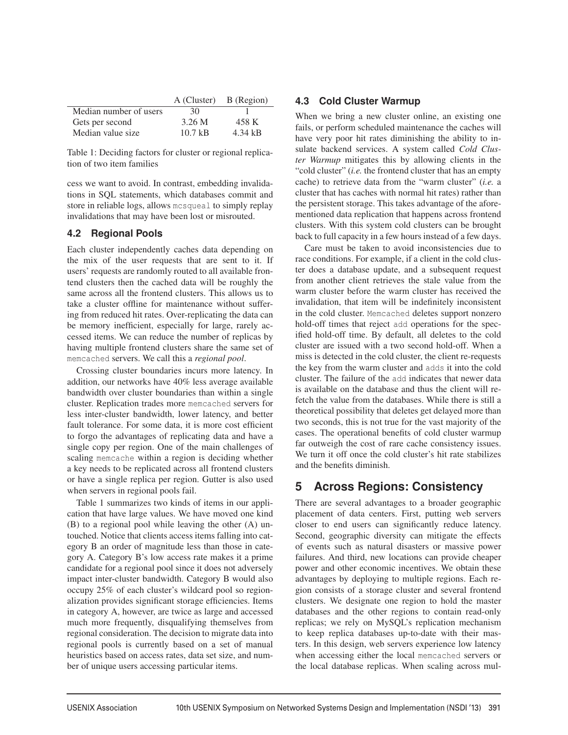| | A (Cluster) | B (Region) |
|---|---|---|
| Median number of users | 30 | 1 |
| Gets per second | 3.26 M | 458 K |
| Median value size | 10.7 kB | 4.34 kB |

Table 1: Deciding factors for cluster or regional replication of two item families

cess we want to avoid. In contrast, embedding invalidations in SQL statements, which databases commit and store in reliable logs, allows mcsqueal to simply replay invalidations that may have been lost or misrouted.

### 4.2 Regional Pools

Each cluster independently caches data depending on the mix of the user requests that are sent to it. If users' requests are randomly routed to all available frontend clusters then the cached data will be roughly the same across all the frontend clusters. This allows us to take a cluster offline for maintenance without suffering from reduced hit rates. Over-replicating the data can be memory inefficient, especially for large, rarely accessed items. We can reduce the number of replicas by having multiple frontend clusters share the same set of memcached servers. We call this a *regional pool*.

Crossing cluster boundaries incurs more latency. In addition, our networks have 40% less average available bandwidth over cluster boundaries than within a single cluster. Replication trades more memcached servers for less inter-cluster bandwidth, lower latency, and better fault tolerance. For some data, it is more cost efficient to forgo the advantages of replicating data and have a single copy per region. One of the main challenges of scaling memcache within a region is deciding whether a key needs to be replicated across all frontend clusters or have a single replica per region. Gutter is also used when servers in regional pools fail.

Table 1 summarizes two kinds of items in our application that have large values. We have moved one kind (B) to a regional pool while leaving the other (A) untouched. Notice that clients access items falling into category B an order of magnitude less than those in category A. Category B's low access rate makes it a prime candidate for a regional pool since it does not adversely impact inter-cluster bandwidth. Category B would also occupy 25% of each cluster's wildcard pool so regionalization provides significant storage efficiencies. Items in category A, however, are twice as large and accessed much more frequently, disqualifying themselves from regional consideration. The decision to migrate data into regional pools is currently based on a set of manual heuristics based on access rates, data set size, and number of unique users accessing particular items.

### 4.3 Cold Cluster Warmup

When we bring a new cluster online, an existing one fails, or perform scheduled maintenance the caches will have very poor hit rates diminishing the ability to insulate backend services. A system called *Cold Cluster Warmup* mitigates this by allowing clients in the "cold cluster" (*i.e.* the frontend cluster that has an empty cache) to retrieve data from the "warm cluster" (*i.e.* a cluster that has caches with normal hit rates) rather than the persistent storage. This takes advantage of the aforementioned data replication that happens across frontend clusters. With this system cold clusters can be brought back to full capacity in a few hours instead of a few days.

Care must be taken to avoid inconsistencies due to race conditions. For example, if a client in the cold cluster does a database update, and a subsequent request from another client retrieves the stale value from the warm cluster before the warm cluster has received the invalidation, that item will be indefinitely inconsistent in the cold cluster. Memcached deletes support nonzero hold-off times that reject add operations for the specified hold-off time. By default, all deletes to the cold cluster are issued with a two second hold-off. When a miss is detected in the cold cluster, the client re-requests the key from the warm cluster and adds it into the cold cluster. The failure of the add indicates that newer data is available on the database and thus the client will refetch the value from the databases. While there is still a theoretical possibility that deletes get delayed more than two seconds, this is not true for the vast majority of the cases. The operational benefits of cold cluster warmup far outweigh the cost of rare cache consistency issues. We turn it off once the cold cluster's hit rate stabilizes and the benefits diminish.

## 5 Across Regions: Consistency

There are several advantages to a broader geographic placement of data centers. First, putting web servers closer to end users can significantly reduce latency. Second, geographic diversity can mitigate the effects of events such as natural disasters or massive power failures. And third, new locations can provide cheaper power and other economic incentives. We obtain these advantages by deploying to multiple regions. Each region consists of a storage cluster and several frontend clusters. We designate one region to hold the master databases and the other regions to contain read-only replicas; we rely on MySQL's replication mechanism to keep replica databases up-to-date with their masters. In this design, web servers experience low latency when accessing either the local memcached servers or the local database replicas. When scaling across mul-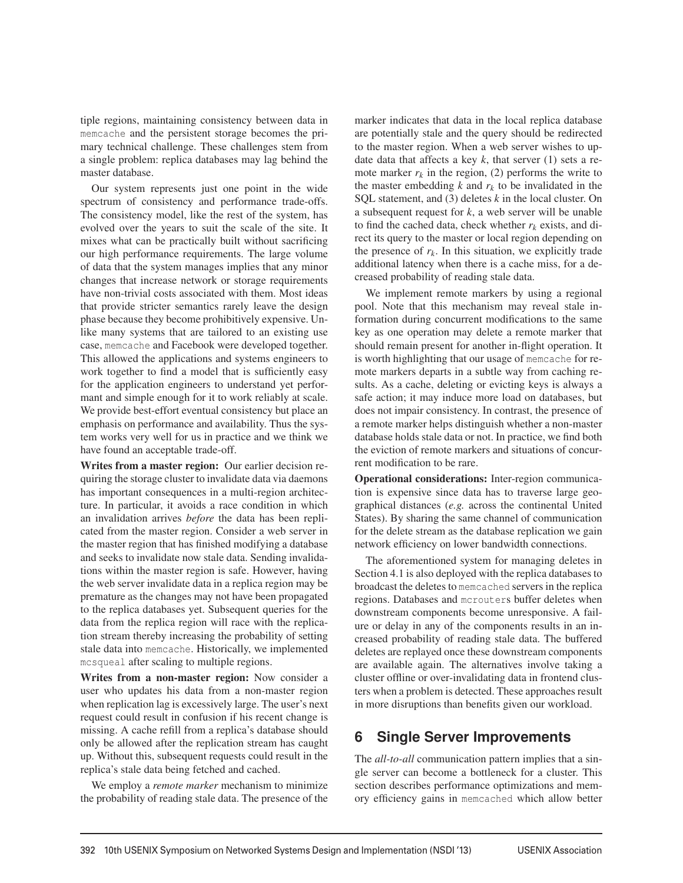tiple regions, maintaining consistency between data in memcache and the persistent storage becomes the primary technical challenge. These challenges stem from a single problem: replica databases may lag behind the master database.

Our system represents just one point in the wide spectrum of consistency and performance trade-offs. The consistency model, like the rest of the system, has evolved over the years to suit the scale of the site. It mixes what can be practically built without sacrificing our high performance requirements. The large volume of data that the system manages implies that any minor changes that increase network or storage requirements have non-trivial costs associated with them. Most ideas that provide stricter semantics rarely leave the design phase because they become prohibitively expensive. Unlike many systems that are tailored to an existing use case, memcache and Facebook were developed together. This allowed the applications and systems engineers to work together to find a model that is sufficiently easy for the application engineers to understand yet performant and simple enough for it to work reliably at scale. We provide best-effort eventual consistency but place an emphasis on performance and availability. Thus the system works very well for us in practice and we think we have found an acceptable trade-off.

**Writes from a master region:** Our earlier decision requiring the storage cluster to invalidate data via daemons has important consequences in a multi-region architecture. In particular, it avoids a race condition in which an invalidation arrives *before* the data has been replicated from the master region. Consider a web server in the master region that has finished modifying a database and seeks to invalidate now stale data. Sending invalidations within the master region is safe. However, having the web server invalidate data in a replica region may be premature as the changes may not have been propagated to the replica databases yet. Subsequent queries for the data from the replica region will race with the replication stream thereby increasing the probability of setting stale data into memcache. Historically, we implemented mcsqueal after scaling to multiple regions.

**Writes from a non-master region:** Now consider a user who updates his data from a non-master region when replication lag is excessively large. The user's next request could result in confusion if his recent change is missing. A cache refill from a replica's database should only be allowed after the replication stream has caught up. Without this, subsequent requests could result in the replica's stale data being fetched and cached.

We employ a *remote marker* mechanism to minimize the probability of reading stale data. The presence of the marker indicates that data in the local replica database are potentially stale and the query should be redirected to the master region. When a web server wishes to update data that affects a key $k$, that server (1) sets a remote marker $r_k$ in the region, (2) performs the write to the master embedding $k$ and $r_k$ to be invalidated in the SQL statement, and (3) deletes $k$ in the local cluster. On a subsequent request for $k$, a web server will be unable to find the cached data, check whether $r_k$ exists, and direct its query to the master or local region depending on the presence of $r_k$. In this situation, we explicitly trade additional latency when there is a cache miss, for a decreased probability of reading stale data.

We implement remote markers by using a regional pool. Note that this mechanism may reveal stale information during concurrent modifications to the same key as one operation may delete a remote marker that should remain present for another in-flight operation. It is worth highlighting that our usage of memcache for remote markers departs in a subtle way from caching results. As a cache, deleting or evicting keys is always a safe action; it may induce more load on databases, but does not impair consistency. In contrast, the presence of a remote marker helps distinguish whether a non-master database holds stale data or not. In practice, we find both the eviction of remote markers and situations of concurrent modification to be rare.

**Operational considerations:** Inter-region communication is expensive since data has to traverse large geographical distances (*e.g.* across the continental United States). By sharing the same channel of communication for the delete stream as the database replication we gain network efficiency on lower bandwidth connections.

The aforementioned system for managing deletes in Section 4.1 is also deployed with the replica databases to broadcast the deletes to memcached servers in the replica regions. Databases and mcrouters buffer deletes when downstream components become unresponsive. A failure or delay in any of the components results in an increased probability of reading stale data. The buffered deletes are replayed once these downstream components are available again. The alternatives involve taking a cluster offline or over-invalidating data in frontend clusters when a problem is detected. These approaches result in more disruptions than benefits given our workload.

# 6 Single Server Improvements

The *all-to-all* communication pattern implies that a single server can become a bottleneck for a cluster. This section describes performance optimizations and memory efficiency gains in memcached which allow better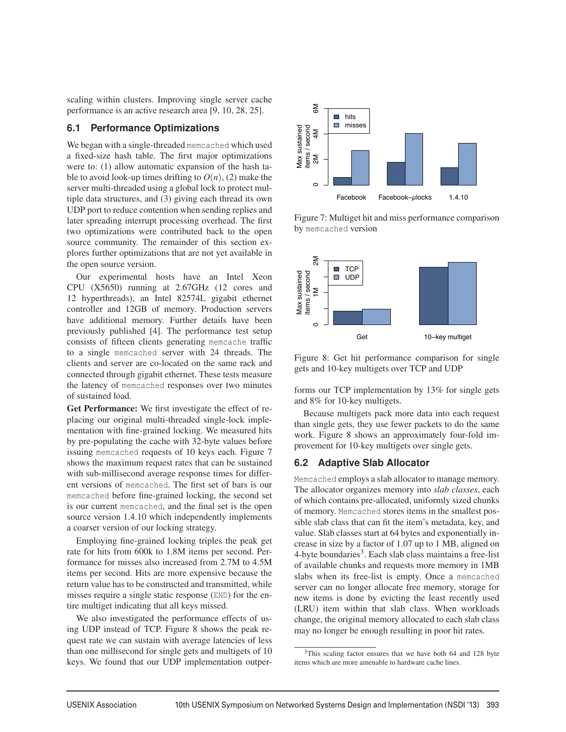scaling within clusters. Improving single server cache performance is an active research area [9, 10, 28, 25].

## 6.1 Performance Optimizations

We began with a single-threaded memcached which used a fixed-size hash table. The first major optimizations were to: (1) allow automatic expansion of the hash table to avoid look-up times drifting to $O(n)$, (2) make the server multi-threaded using a global lock to protect multiple data structures, and (3) giving each thread its own UDP port to reduce contention when sending replies and later spreading interrupt processing overhead. The first two optimizations were contributed back to the open source community. The remainder of this section explores further optimizations that are not yet available in the open source version.

Our experimental hosts have an Intel Xeon CPU (X5650) running at 2.67GHz (12 cores and 12 hyperthreads), an Intel 82574L gigabit ethernet controller and 12GB of memory. Production servers have additional memory. Further details have been previously published [4]. The performance test setup consists of fifteen clients generating memcache traffic to a single memcached server with 24 threads. The clients and server are co-located on the same rack and connected through gigabit ethernet. These tests measure the latency of memcached responses over two minutes of sustained load.

**Get Performance:** We first investigate the effect of replacing our original multi-threaded single-lock implementation with fine-grained locking. We measured hits by pre-populating the cache with 32-byte values before issuing memcached requests of 10 keys each. Figure 7 shows the maximum request rates that can be sustained with sub-millisecond average response times for different versions of memcached. The first set of bars is our memcached before fine-grained locking, the second set is our current memcached, and the final set is the open source version 1.4.10 which independently implements a coarser version of our locking strategy.

Employing fine-grained locking triples the peak get rate for hits from 600k to 1.8M items per second. Performance for misses also increased from 2.7M to 4.5M items per second. Hits are more expensive because the return value has to be constructed and transmitted, while misses require a single static response (END) for the entire multiget indicating that all keys missed.

We also investigated the performance effects of using UDP instead of TCP. Figure 8 shows the peak request rate we can sustain with average latencies of less than one millisecond for single gets and multigets of 10 keys. We found that our UDP implementation outperforms our TCP implementation by 13% for single gets and 8% for 10-key multigets.

Figure 7: Multiget hit and miss performance comparison by memcached version

Figure 8: Get hit performance comparison for single gets and 10-key multigets over TCP and UDP

Because multigets pack more data into each request than single gets, they use fewer packets to do the same work. Figure 8 shows an approximately four-fold improvement for 10-key multigets over single gets.

## 6.2 Adaptive Slab Allocator

Memcached employs a slab allocator to manage memory. The allocator organizes memory into *slab classes*, each of which contains pre-allocated, uniformly sized chunks of memory. Memcached stores items in the smallest possible slab class that can fit the item's metadata, key, and value. Slab classes start at 64 bytes and exponentially increase in size by a factor of 1.07 up to 1 MB, aligned on 4-byte boundaries[3]. Each slab class maintains a free-list of available chunks and requests more memory in 1MB slabs when its free-list is empty. Once a memcached server can no longer allocate free memory, storage for new items is done by evicting the least recently used (LRU) item within that slab class. When workloads change, the original memory allocated to each slab class may no longer be enough resulting in poor hit rates.

[3] This scaling factor ensures that we have both 64 and 128 byte items which are more amenable to hardware cache lines.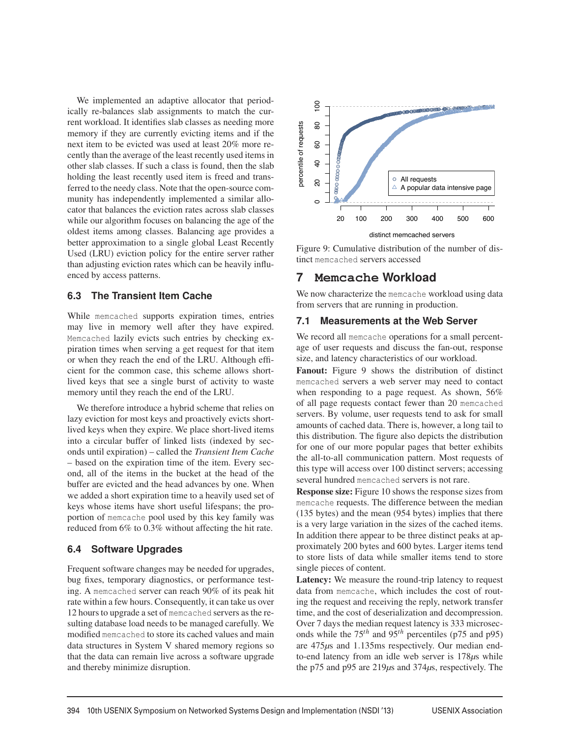We implemented an adaptive allocator that periodically re-balances slab assignments to match the current workload. It identifies slab classes as needing more memory if they are currently evicting items and if the next item to be evicted was used at least 20% more recently than the average of the least recently used items in other slab classes. If such a class is found, then the slab holding the least recently used item is freed and transferred to the needy class. Note that the open-source community has independently implemented a similar allocator that balances the eviction rates across slab classes while our algorithm focuses on balancing the age of the oldest items among classes. Balancing age provides a better approximation to a single global Least Recently Used (LRU) eviction policy for the entire server rather than adjusting eviction rates which can be heavily influenced by access patterns.

### 6.3 The Transient Item Cache

While memcached supports expiration times, entries may live in memory well after they have expired. Memcached lazily evicts such entries by checking expiration times when serving a get request for that item or when they reach the end of the LRU. Although efficient for the common case, this scheme allows short-lived keys that see a single burst of activity to waste memory until they reach the end of the LRU.

We therefore introduce a hybrid scheme that relies on lazy eviction for most keys and proactively evicts short-lived keys when they expire. We place short-lived items into a circular buffer of linked lists (indexed by seconds until expiration) – called the *Transient Item Cache* – based on the expiration time of the item. Every second, all of the items in the bucket at the head of the buffer are evicted and the head advances by one. When we added a short expiration time to a heavily used set of keys whose items have short useful lifespans; the proportion of memcache pool used by this key family was reduced from 6% to 0.3% without affecting the hit rate.

### 6.4 Software Upgrades

Frequent software changes may be needed for upgrades, bug fixes, temporary diagnostics, or performance testing. A memcached server can reach 90% of its peak hit rate within a few hours. Consequently, it can take us over 12 hours to upgrade a set of memcached servers as the resulting database load needs to be managed carefully. We modified memcached to store its cached values and main data structures in System V shared memory regions so that the data can remain live across a software upgrade and thereby minimize disruption.

Figure 9: Cumulative distribution of the number of distinct memcached servers accessed

## 7 Memcache Workload

We now characterize the memcache workload using data from servers that are running in production.

### 7.1 Measurements at the Web Server

We record all memcache operations for a small percentage of user requests and discuss the fan-out, response size, and latency characteristics of our workload.

**Fanout:** Figure 9 shows the distribution of distinct memcached servers a web server may need to contact when responding to a page request. As shown, 56% of all page requests contact fewer than 20 memcached servers. By volume, user requests tend to ask for small amounts of cached data. There is, however, a long tail to this distribution. The figure also depicts the distribution for one of our more popular pages that better exhibits the all-to-all communication pattern. Most requests of this type will access over 100 distinct servers; accessing several hundred memcached servers is not rare.

**Response size:** Figure 10 shows the response sizes from memcache requests. The difference between the median (135 bytes) and the mean (954 bytes) implies that there is a very large variation in the sizes of the cached items. In addition there appear to be three distinct peaks at approximately 200 bytes and 600 bytes. Larger items tend to store lists of data while smaller items tend to store single pieces of content.

**Latency:** We measure the round-trip latency to request data from memcache, which includes the cost of routing the request and receiving the reply, network transfer time, and the cost of deserialization and decompression. Over 7 days the median request latency is 333 microseconds while the $75^{th}$ and $95^{th}$ percentiles (p75 and p95) are 475$\mu$s and 1.135ms respectively. Our median end-to-end latency from an idle web server is 178$\mu$s while the p75 and p95 are 219$\mu$s and 374$\mu$s, respectively. The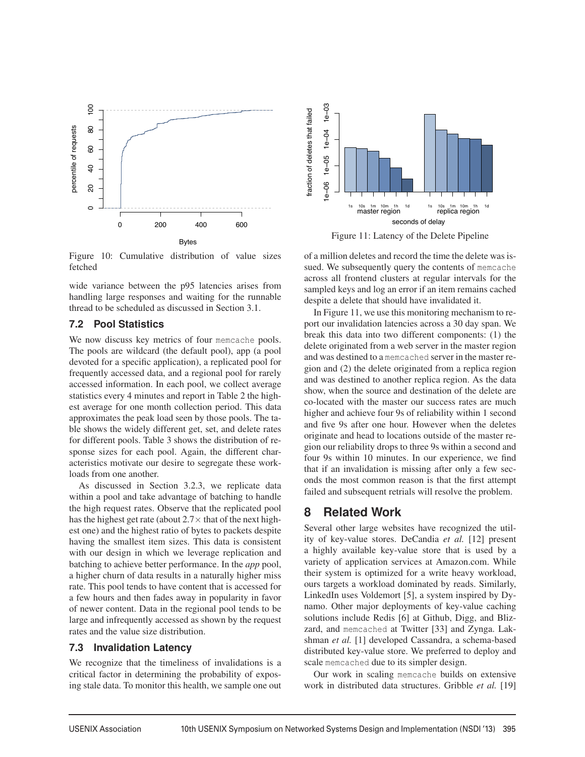Figure 10: Cumulative distribution of value sizes fetched

Figure 11: Latency of the Delete Pipeline

wide variance between the p95 latencies arises from handling large responses and waiting for the runnable thread to be scheduled as discussed in Section 3.1.

### 7.2 Pool Statistics

We now discuss key metrics of four memcache pools. The pools are wildcard (the default pool), app (a pool devoted for a specific application), a replicated pool for frequently accessed data, and a regional pool for rarely accessed information. In each pool, we collect average statistics every 4 minutes and report in Table 2 the highest average for one month collection period. This data approximates the peak load seen by those pools. The table shows the widely different get, set, and delete rates for different pools. Table 3 shows the distribution of response sizes for each pool. Again, the different characteristics motivate our desire to segregate these workloads from one another.

As discussed in Section 3.2.3, we replicate data within a pool and take advantage of batching to handle the high request rates. Observe that the replicated pool has the highest get rate (about 2.7× that of the next highest one) and the highest ratio of bytes to packets despite having the smallest item sizes. This data is consistent with our design in which we leverage replication and batching to achieve better performance. In the *app* pool, a higher churn of data results in a naturally higher miss rate. This pool tends to have content that is accessed for a few hours and then fades away in popularity in favor of newer content. Data in the regional pool tends to be large and infrequently accessed as shown by the request rates and the value size distribution.

### 7.3 Invalidation Latency

We recognize that the timeliness of invalidations is a critical factor in determining the probability of exposing stale data. To monitor this health, we sample one out of a million deletes and record the time the delete was issued. We subsequently query the contents of memcache across all frontend clusters at regular intervals for the sampled keys and log an error if an item remains cached despite a delete that should have invalidated it.

In Figure 11, we use this monitoring mechanism to report our invalidation latencies across a 30 day span. We break this data into two different components: (1) the delete originated from a web server in the master region and was destined to a memcached server in the master region and (2) the delete originated from a replica region and was destined to another replica region. As the data show, when the source and destination of the delete are co-located with the master our success rates are much higher and achieve four 9s of reliability within 1 second and five 9s after one hour. However when the deletes originate and head to locations outside of the master region our reliability drops to three 9s within a second and four 9s within 10 minutes. In our experience, we find that if an invalidation is missing after only a few seconds the most common reason is that the first attempt failed and subsequent retrials will resolve the problem.

## 8 Related Work

Several other large websites have recognized the utility of key-value stores. DeCandia *et al.* [12] present a highly available key-value store that is used by a variety of application services at Amazon.com. While their system is optimized for a write heavy workload, ours targets a workload dominated by reads. Similarly, LinkedIn uses Voldemort [5], a system inspired by Dynamo. Other major deployments of key-value caching solutions include Redis [6] at Github, Digg, and Blizzard, and memcached at Twitter [33] and Zynga. Lakshman *et al.* [1] developed Cassandra, a schema-based distributed key-value store. We preferred to deploy and scale memcached due to its simpler design.

Our work in scaling memcache builds on extensive work in distributed data structures. Gribble *et al.* [19]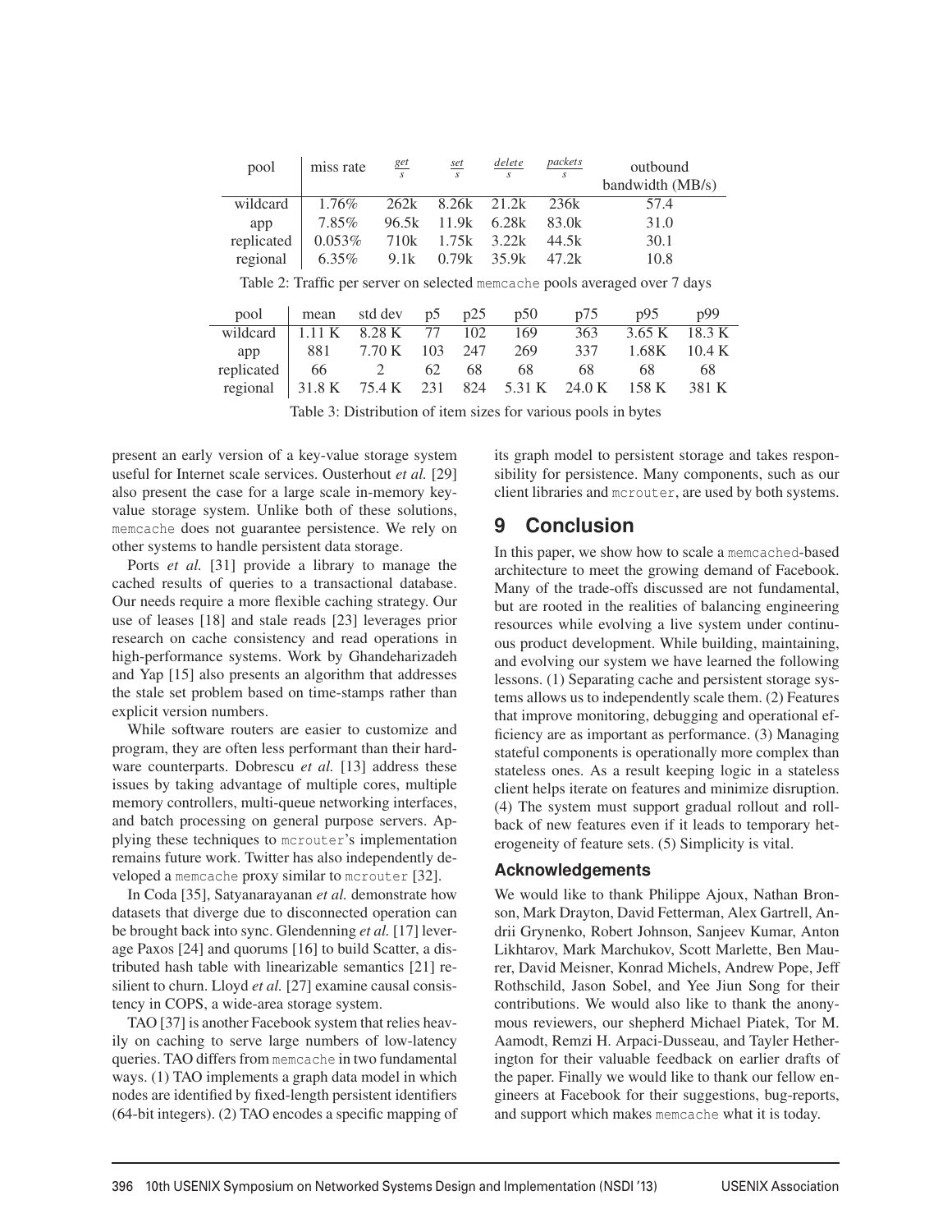| pool | miss rate | $\frac{get}{s}$ | $\frac{set}{s}$ | $\frac{delete}{s}$ | $\frac{packets}{s}$ | outbound bandwidth (MB/s) |
|---|---|---|---|---|---|---|
| wildcard | 1.76% | 262k | 8.26k | 21.2k | 236k | 57.4 |
| app | 7.85% | 96.5k | 11.9k | 6.28k | 83.0k | 31.0 |
| replicated | 0.053% | 710k | 1.75k | 3.22k | 44.5k | 30.1 |
| regional | 6.35% | 9.1k | 0.79k | 35.9k | 47.2k | 10.8 |

Table 2: Traffic per server on selected memcache pools averaged over 7 days

| pool | mean | std dev | p5 | p25 | p50 | p75 | p95 | p99 |
|---|---|---|---|---|---|---|---|---|
| wildcard | 1.11 K | 8.28 K | 77 | 102 | 169 | 363 | 3.65 K | 18.3 K |
| app | 881 | 7.70 K | 103 | 247 | 269 | 337 | 1.68K | 10.4 K |
| replicated | 66 | 2 | 62 | 68 | 68 | 68 | 68 | 68 |
| regional | 31.8 K | 75.4 K | 231 | 824 | 5.31 K | 24.0 K | 158 K | 381 K |

Table 3: Distribution of item sizes for various pools in bytes

present an early version of a key-value storage system useful for Internet scale services. Ousterhout *et al.* [29] also present the case for a large scale in-memory key-value storage system. Unlike both of these solutions, memcache does not guarantee persistence. We rely on other systems to handle persistent data storage.

Ports *et al.* [31] provide a library to manage the cached results of queries to a transactional database. Our needs require a more flexible caching strategy. Our use of leases [18] and stale reads [23] leverages prior research on cache consistency and read operations in high-performance systems. Work by Ghandeharizadeh and Yap [15] also presents an algorithm that addresses the stale set problem based on time-stamps rather than explicit version numbers.

While software routers are easier to customize and program, they are often less performant than their hardware counterparts. Dobrescu *et al.* [13] address these issues by taking advantage of multiple cores, multiple memory controllers, multi-queue networking interfaces, and batch processing on general purpose servers. Applying these techniques to mcrouter's implementation remains future work. Twitter has also independently developed a memcache proxy similar to mcrouter [32].

In Coda [35], Satyanarayanan *et al.* demonstrate how datasets that diverge due to disconnected operation can be brought back into sync. Glendenning *et al.* [17] leverage Paxos [24] and quorums [16] to build Scatter, a distributed hash table with linearizable semantics [21] resilient to churn. Lloyd *et al.* [27] examine causal consistency in COPS, a wide-area storage system.

TAO [37] is another Facebook system that relies heavily on caching to serve large numbers of low-latency queries. TAO differs from memcache in two fundamental ways. (1) TAO implements a graph data model in which nodes are identified by fixed-length persistent identifiers (64-bit integers). (2) TAO encodes a specific mapping of its graph model to persistent storage and takes responsibility for persistence. Many components, such as our client libraries and mcrouter, are used by both systems.

# 9 Conclusion

In this paper, we show how to scale a memcached-based architecture to meet the growing demand of Facebook. Many of the trade-offs discussed are not fundamental, but are rooted in the realities of balancing engineering resources while evolving a live system under continuous product development. While building, maintaining, and evolving our system we have learned the following lessons. (1) Separating cache and persistent storage systems allows us to independently scale them. (2) Features that improve monitoring, debugging and operational efficiency are as important as performance. (3) Managing stateful components is operationally more complex than stateless ones. As a result keeping logic in a stateless client helps iterate on features and minimize disruption. (4) The system must support gradual rollout and rollback of new features even if it leads to temporary heterogeneity of feature sets. (5) Simplicity is vital.

### Acknowledgements

We would like to thank Philippe Ajoux, Nathan Bronson, Mark Drayton, David Fetterman, Alex Gartrell, Andrii Grynenko, Robert Johnson, Sanjeev Kumar, Anton Likhtarov, Mark Marchukov, Scott Marlette, Ben Maurer, David Meisner, Konrad Michels, Andrew Pope, Jeff Rothschild, Jason Sobel, and Yee Jiun Song for their contributions. We would also like to thank the anonymous reviewers, our shepherd Michael Piatek, Tor M. Aamodt, Remzi H. Arpaci-Dusseau, and Tayler Hetherington for their valuable feedback on earlier drafts of the paper. Finally we would like to thank our fellow engineers at Facebook for their suggestions, bug-reports, and support which makes memcache what it is today.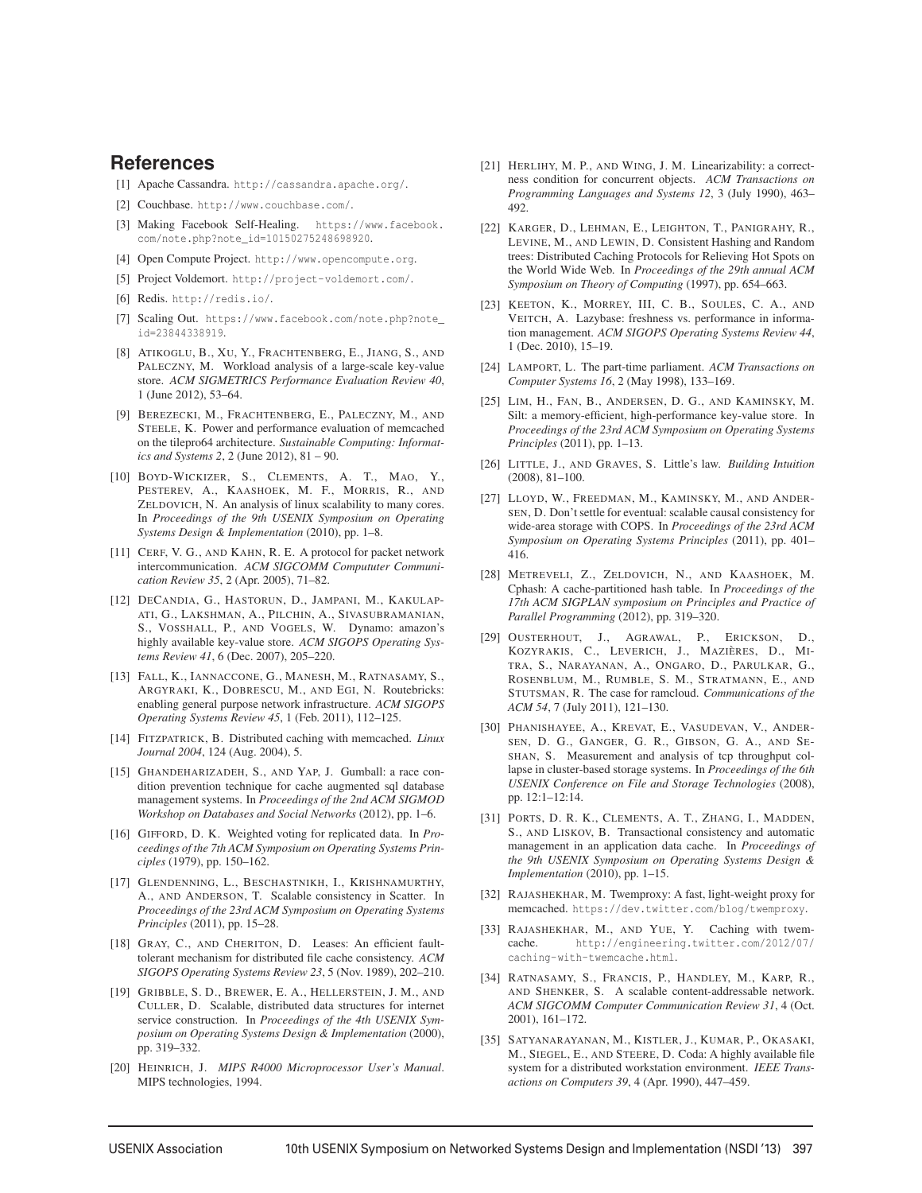## References

[1] Apache Cassandra. http://cassandra.apache.org/.

[2] Couchbase. http://www.couchbase.com/.

[3] Making Facebook Self-Healing. https://www.facebook.com/note.php?note_id=10150275248698920.

[4] Open Compute Project. http://www.opencompute.org.

[5] Project Voldemort. http://project-voldemort.com/.

[6] Redis. http://redis.io/.

[7] Scaling Out. https://www.facebook.com/note.php?note_id=23844338919.

[8] Atikoglu, B., Xu, Y., Frachtenberg, E., Jiang, S., and Paleczny, M. Workload analysis of a large-scale key-value store. *ACM SIGMETRICS Performance Evaluation Review 40*, 1 (June 2012), 53–64.

[9] Berezecki, M., Frachtenberg, E., Paleczny, M., and Steele, K. Power and performance evaluation of memcached on the tilepro64 architecture. *Sustainable Computing: Informatics and Systems 2*, 2 (June 2012), 81 – 90.

[10] Boyd-Wickizer, S., Clements, A. T., Mao, Y., Pesterev, A., Kaashoek, M. F., Morris, R., and Zeldovich, N. An analysis of linux scalability to many cores. In *Proceedings of the 9th USENIX Symposium on Operating Systems Design & Implementation* (2010), pp. 1–8.

[11] Cerf, V. G., and Kahn, R. E. A protocol for packet network intercommunication. *ACM SIGCOMM Compututer Communication Review 35*, 2 (Apr. 2005), 71–82.

[12] DeCandia, G., Hastorun, D., Jampani, M., Kakulapati, G., Lakshman, A., Pilchin, A., Sivasubramanian, S., Vosshall, P., and Vogels, W. Dynamo: amazon's highly available key-value store. *ACM SIGOPS Operating Systems Review 41*, 6 (Dec. 2007), 205–220.

[13] Fall, K., Iannaccone, G., Manesh, M., Ratnasamy, S., Argyraki, K., Dobrescu, M., and Egi, N. Routebricks: enabling general purpose network infrastructure. *ACM SIGOPS Operating Systems Review 45*, 1 (Feb. 2011), 112–125.

[14] Fitzpatrick, B. Distributed caching with memcached. *Linux Journal 2004*, 124 (Aug. 2004), 5.

[15] Ghandeharizadeh, S., and Yap, J. Gumball: a race condition prevention technique for cache augmented sql database management systems. In *Proceedings of the 2nd ACM SIGMOD Workshop on Databases and Social Networks* (2012), pp. 1–6.

[16] Gifford, D. K. Weighted voting for replicated data. In *Proceedings of the 7th ACM Symposium on Operating Systems Principles* (1979), pp. 150–162.

[17] Glendenning, L., Beschastnikh, I., Krishnamurthy, A., and Anderson, T. Scalable consistency in Scatter. In *Proceedings of the 23rd ACM Symposium on Operating Systems Principles* (2011), pp. 15–28.

[18] Gray, C., and Cheriton, D. Leases: An efficient fault-tolerant mechanism for distributed file cache consistency. *ACM SIGOPS Operating Systems Review 23*, 5 (Nov. 1989), 202–210.

[19] Gribble, S. D., Brewer, E. A., Hellerstein, J. M., and Culler, D. Scalable, distributed data structures for internet service construction. In *Proceedings of the 4th USENIX Symposium on Operating Systems Design & Implementation* (2000), pp. 319–332.

[20] Heinrich, J. *MIPS R4000 Microprocessor User's Manual*. MIPS technologies, 1994.

[21] Herlihy, M. P., and Wing, J. M. Linearizability: a correctness condition for concurrent objects. *ACM Transactions on Programming Languages and Systems 12*, 3 (July 1990), 463–492.

[22] Karger, D., Lehman, E., Leighton, T., Panigrahy, R., Levine, M., and Lewin, D. Consistent Hashing and Random trees: Distributed Caching Protocols for Relieving Hot Spots on the World Wide Web. In *Proceedings of the 29th annual ACM Symposium on Theory of Computing* (1997), pp. 654–663.

[23] Keeton, K., Morrey, III, C. B., Soules, C. A., and Veitch, A. Lazybase: freshness vs. performance in information management. *ACM SIGOPS Operating Systems Review 44*, 1 (Dec. 2010), 15–19.

[24] Lamport, L. The part-time parliament. *ACM Transactions on Computer Systems 16*, 2 (May 1998), 133–169.

[25] Lim, H., Fan, B., Andersen, D. G., and Kaminsky, M. Silt: a memory-efficient, high-performance key-value store. In *Proceedings of the 23rd ACM Symposium on Operating Systems Principles* (2011), pp. 1–13.

[26] Little, J., and Graves, S. Little's law. *Building Intuition* (2008), 81–100.

[27] Lloyd, W., Freedman, M., Kaminsky, M., and Andersen, D. Don't settle for eventual: scalable causal consistency for wide-area storage with COPS. In *Proceedings of the 23rd ACM Symposium on Operating Systems Principles* (2011), pp. 401–416.

[28] Metreveli, Z., Zeldovich, N., and Kaashoek, M. Cphash: A cache-partitioned hash table. In *Proceedings of the 17th ACM SIGPLAN symposium on Principles and Practice of Parallel Programming* (2012), pp. 319–320.

[29] Ousterhout, J., Agrawal, P., Erickson, D., Kozyrakis, C., Leverich, J., Mazières, D., Mitra, S., Narayanan, A., Ongaro, D., Parulkar, G., Rosenblum, M., Rumble, S. M., Stratmann, E., and Stutsman, R. The case for ramcloud. *Communications of the ACM 54*, 7 (July 2011), 121–130.

[30] Phanishayee, A., Krevat, E., Vasudevan, V., Andersen, D. G., Ganger, G. R., Gibson, G. A., and Seshan, S. Measurement and analysis of tcp throughput collapse in cluster-based storage systems. In *Proceedings of the 6th USENIX Conference on File and Storage Technologies* (2008), pp. 12:1–12:14.

[31] Ports, D. R. K., Clements, A. T., Zhang, I., Madden, S., and Liskov, B. Transactional consistency and automatic management in an application data cache. In *Proceedings of the 9th USENIX Symposium on Operating Systems Design & Implementation* (2010), pp. 1–15.

[32] Rajashekhar, M. Twemproxy: A fast, light-weight proxy for memcached. https://dev.twitter.com/blog/twemproxy.

[33] Rajashekhar, M., and Yue, Y. Caching with twemcache. http://engineering.twitter.com/2012/07/caching-with-twemcache.html.

[34] Ratnasamy, S., Francis, P., Handley, M., Karp, R., and Shenker, S. A scalable content-addressable network. *ACM SIGCOMM Computer Communication Review 31*, 4 (Oct. 2001), 161–172.

[35] Satyanarayanan, M., Kistler, J., Kumar, P., Okasaki, M., Siegel, E., and Steere, D. Coda: A highly available file system for a distributed workstation environment. *IEEE Transactions on Computers 39*, 4 (Apr. 1990), 447–459.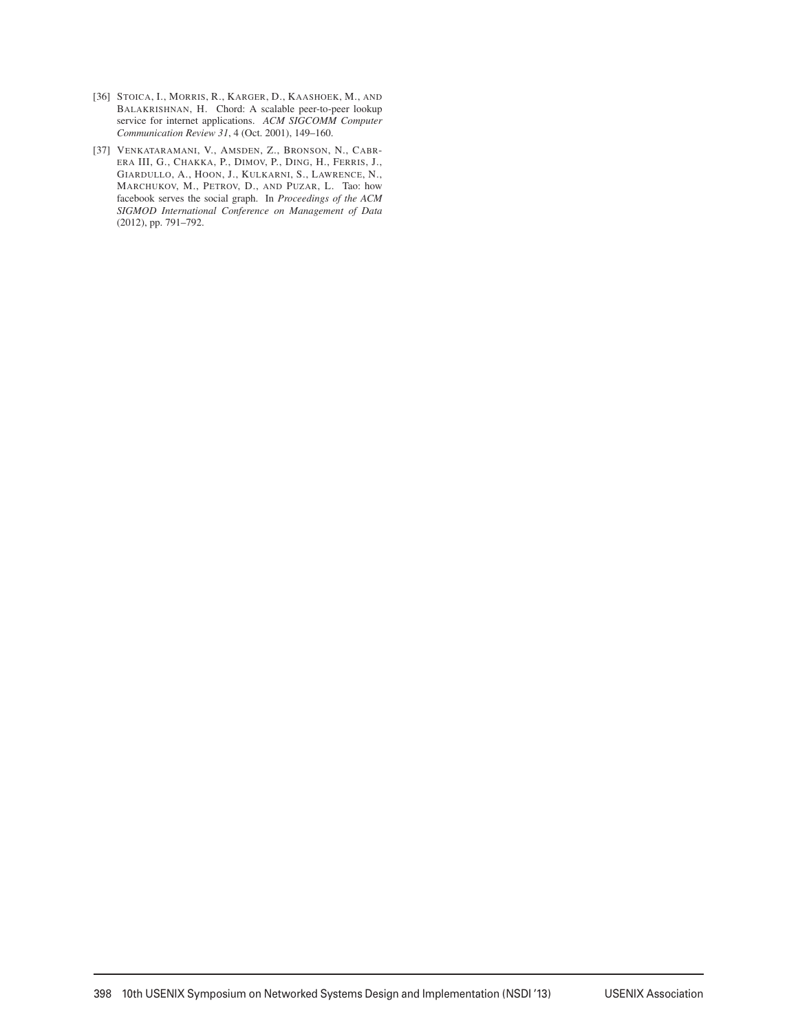[36] Stoica, I., Morris, R., Karger, D., Kaashoek, M., and Balakrishnan, H. Chord: A scalable peer-to-peer lookup service for internet applications. *ACM SIGCOMM Computer Communication Review 31*, 4 (Oct. 2001), 149–160.

[37] Venkataramani, V., Amsden, Z., Bronson, N., Cabrera III, G., Chakka, P., Dimov, P., Ding, H., Ferris, J., Giardullo, A., Hoon, J., Kulkarni, S., Lawrence, N., Marchukov, M., Petrov, D., and Puzar, L. Tao: how facebook serves the social graph. In *Proceedings of the ACM SIGMOD International Conference on Management of Data* (2012), pp. 791–792.